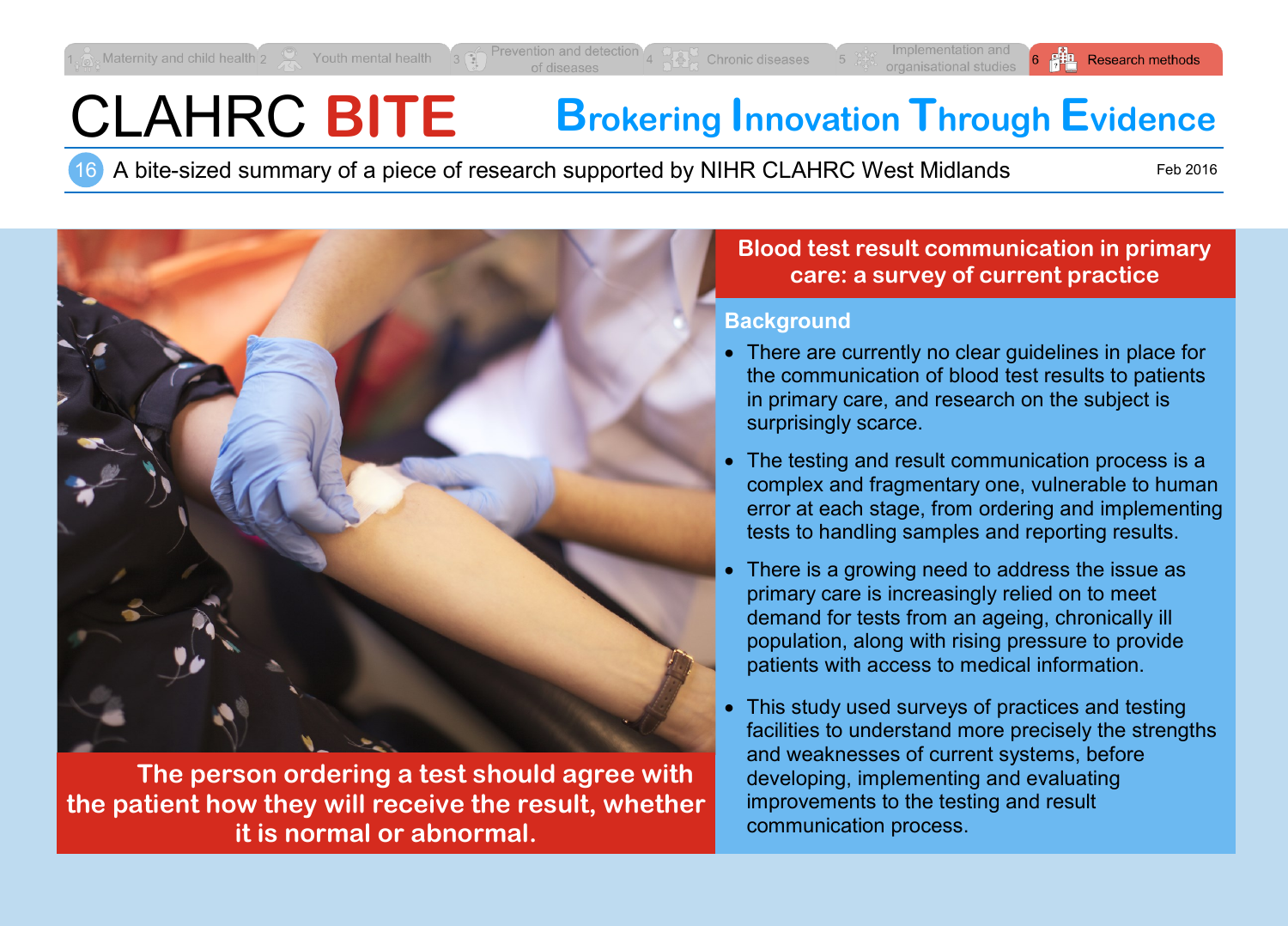1 Maternity and child health 2 Youth mental health 3 Prevention and detection of diseases 4 Chronic diseases 5 Implementation and organisational studies 6 Research methods

# CLAHRC BITE

**Brokering Innovation Through Evidence**

16 A bite-sized summary of a piece of research supported by NIHR CLAHRC West Midlands

Feb 2016

**The person ordering a test should agree with the patient how they will receive the result, whether it is normal or abnormal.**

## Blood test result communication in primary care: a survey of current practice

### Background

- There are currently no clear guidelines in place for the communication of blood test results to patients in primary care, and research on the subject is surprisingly scarce.
- The testing and result communication process is a complex and fragmentary one, vulnerable to human error at each stage, from ordering and implementing tests to handling samples and reporting results.
- There is a growing need to address the issue as primary care is increasingly relied on to meet demand for tests from an ageing, chronically ill population, along with rising pressure to provide patients with access to medical information.
- This study used surveys of practices and testing facilities to understand more precisely the strengths and weaknesses of current systems, before developing, implementing and evaluating improvements to the testing and result communication process.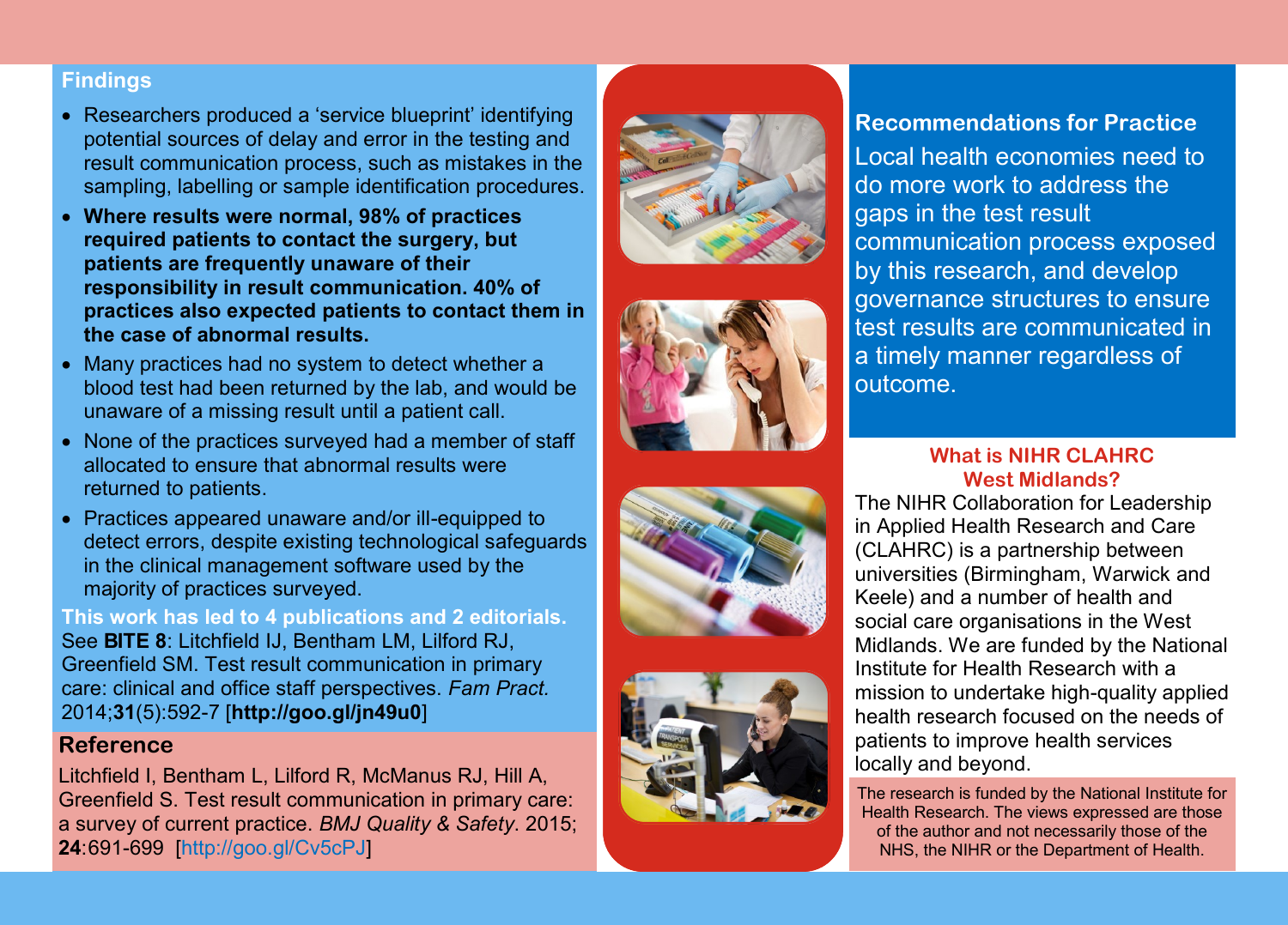## Findings

- Researchers produced a 'service blueprint' identifying potential sources of delay and error in the testing and result communication process, such as mistakes in the sampling, labelling or sample identification procedures.
- **Where results were normal, 98% of practices required patients to contact the surgery, but patients are frequently unaware of their responsibility in result communication. 40% of practices also expected patients to contact them in the case of abnormal results.**
- Many practices had no system to detect whether a blood test had been returned by the lab, and would be unaware of a missing result until a patient call.
- None of the practices surveyed had a member of staff allocated to ensure that abnormal results were returned to patients.
- Practices appeared unaware and/or ill-equipped to detect errors, despite existing technological safeguards in the clinical management software used by the majority of practices surveyed.

**This work has led to 4 publications and 2 editorials.**
See **BITE 8**: Litchfield IJ, Bentham LM, Lilford RJ, Greenfield SM. Test result communication in primary care: clinical and office staff perspectives. *Fam Pract.* 2014;**31**(5):592-7 [**http://goo.gl/jn49u0**]

## Reference

Litchfield I, Bentham L, Lilford R, McManus RJ, Hill A, Greenfield S. Test result communication in primary care: a survey of current practice. *BMJ Quality & Safety*. 2015; **24**:691-699 [http://goo.gl/Cv5cPJ]

## Recommendations for Practice

Local health economies need to do more work to address the gaps in the test result communication process exposed by this research, and develop governance structures to ensure test results are communicated in a timely manner regardless of outcome.

### What is NIHR CLAHRC West Midlands?

The NIHR Collaboration for Leadership in Applied Health Research and Care (CLAHRC) is a partnership between universities (Birmingham, Warwick and Keele) and a number of health and social care organisations in the West Midlands. We are funded by the National Institute for Health Research with a mission to undertake high-quality applied health research focused on the needs of patients to improve health services locally and beyond.

The research is funded by the National Institute for Health Research. The views expressed are those of the author and not necessarily those of the NHS, the NIHR or the Department of Health.